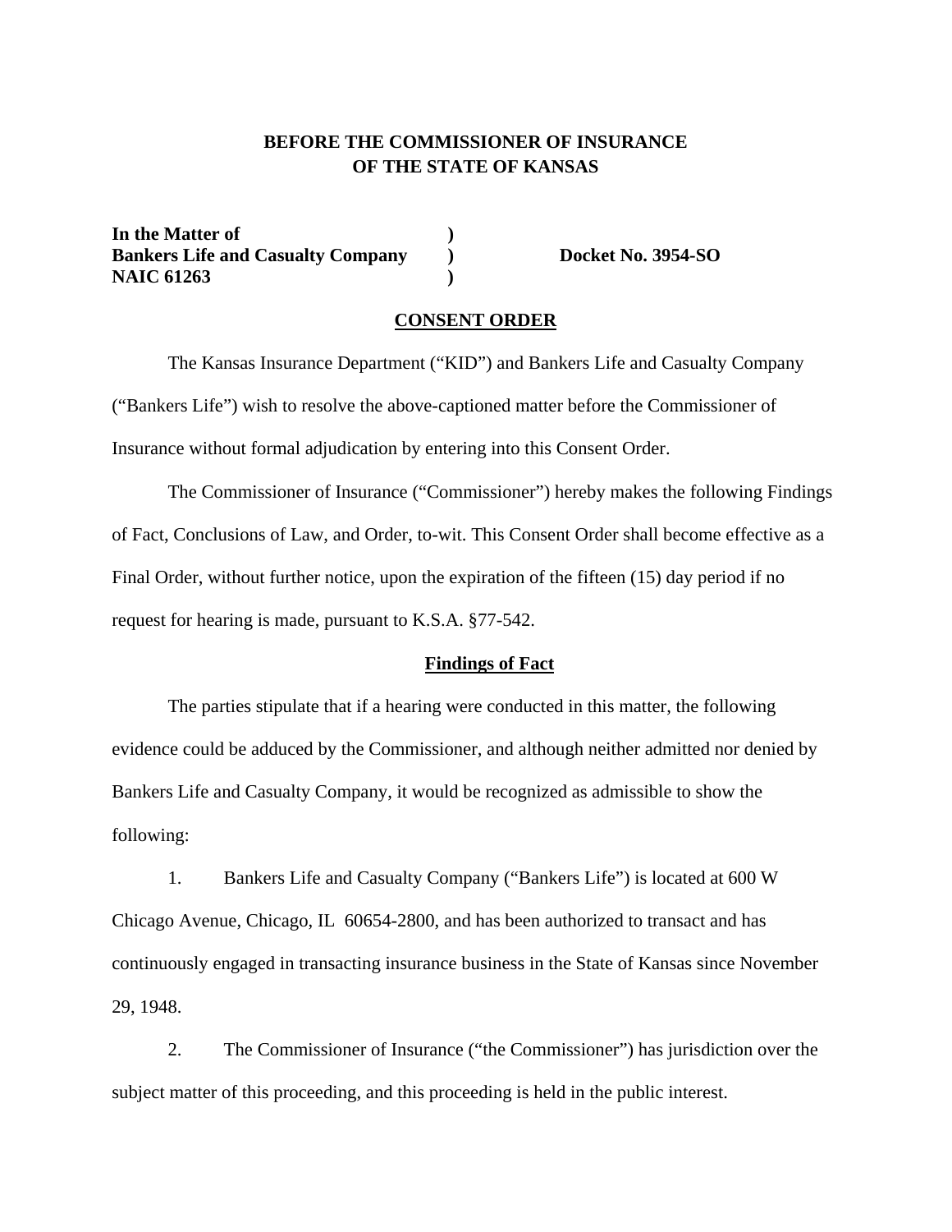**BEFORE THE COMMISSIONER OF INSURANCE**
**OF THE STATE OF KANSAS**

| | | |
|---|---|---|
| **In the Matter of** | **)** | |
| **Bankers Life and Casualty Company** | **)** | **Docket No. 3954-SO** |
| **NAIC 61263** | **)** | |

## CONSENT ORDER

The Kansas Insurance Department ("KID") and Bankers Life and Casualty Company ("Bankers Life") wish to resolve the above-captioned matter before the Commissioner of Insurance without formal adjudication by entering into this Consent Order.

The Commissioner of Insurance ("Commissioner") hereby makes the following Findings of Fact, Conclusions of Law, and Order, to-wit. This Consent Order shall become effective as a Final Order, without further notice, upon the expiration of the fifteen (15) day period if no request for hearing is made, pursuant to K.S.A. §77-542.

### Findings of Fact

The parties stipulate that if a hearing were conducted in this matter, the following evidence could be adduced by the Commissioner, and although neither admitted nor denied by Bankers Life and Casualty Company, it would be recognized as admissible to show the following:

1. Bankers Life and Casualty Company ("Bankers Life") is located at 600 W Chicago Avenue, Chicago, IL 60654-2800, and has been authorized to transact and has continuously engaged in transacting insurance business in the State of Kansas since November 29, 1948.

2. The Commissioner of Insurance ("the Commissioner") has jurisdiction over the subject matter of this proceeding, and this proceeding is held in the public interest.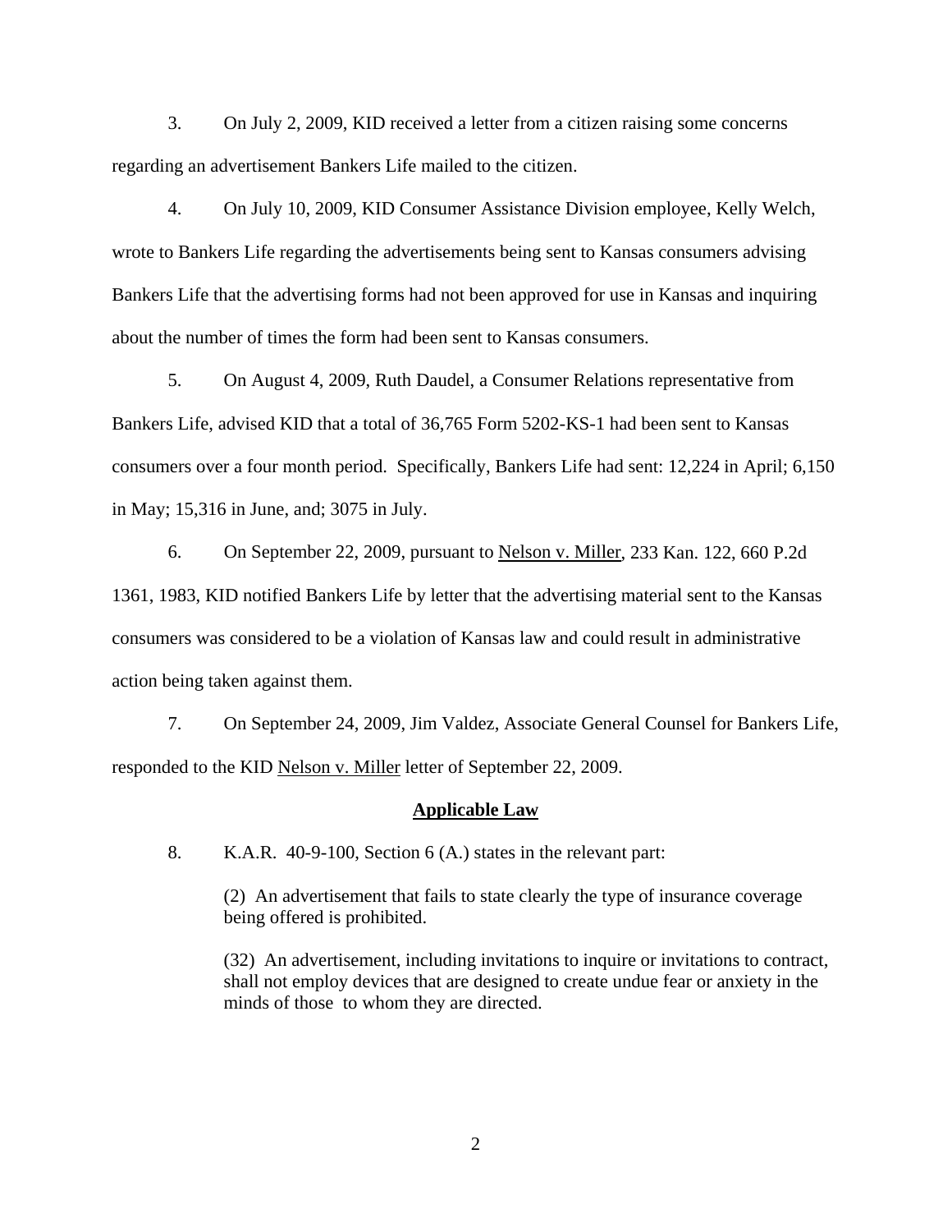3. On July 2, 2009, KID received a letter from a citizen raising some concerns regarding an advertisement Bankers Life mailed to the citizen.

4. On July 10, 2009, KID Consumer Assistance Division employee, Kelly Welch, wrote to Bankers Life regarding the advertisements being sent to Kansas consumers advising Bankers Life that the advertising forms had not been approved for use in Kansas and inquiring about the number of times the form had been sent to Kansas consumers.

5. On August 4, 2009, Ruth Daudel, a Consumer Relations representative from Bankers Life, advised KID that a total of 36,765 Form 5202-KS-1 had been sent to Kansas consumers over a four month period. Specifically, Bankers Life had sent: 12,224 in April; 6,150 in May; 15,316 in June, and; 3075 in July.

6. On September 22, 2009, pursuant to Nelson v. Miller, 233 Kan. 122, 660 P.2d 1361, 1983, KID notified Bankers Life by letter that the advertising material sent to the Kansas consumers was considered to be a violation of Kansas law and could result in administrative action being taken against them.

7. On September 24, 2009, Jim Valdez, Associate General Counsel for Bankers Life, responded to the KID Nelson v. Miller letter of September 22, 2009.

## Applicable Law

8. K.A.R. 40-9-100, Section 6 (A.) states in the relevant part:

> (2) An advertisement that fails to state clearly the type of insurance coverage being offered is prohibited.
>
> (32) An advertisement, including invitations to inquire or invitations to contract, shall not employ devices that are designed to create undue fear or anxiety in the minds of those to whom they are directed.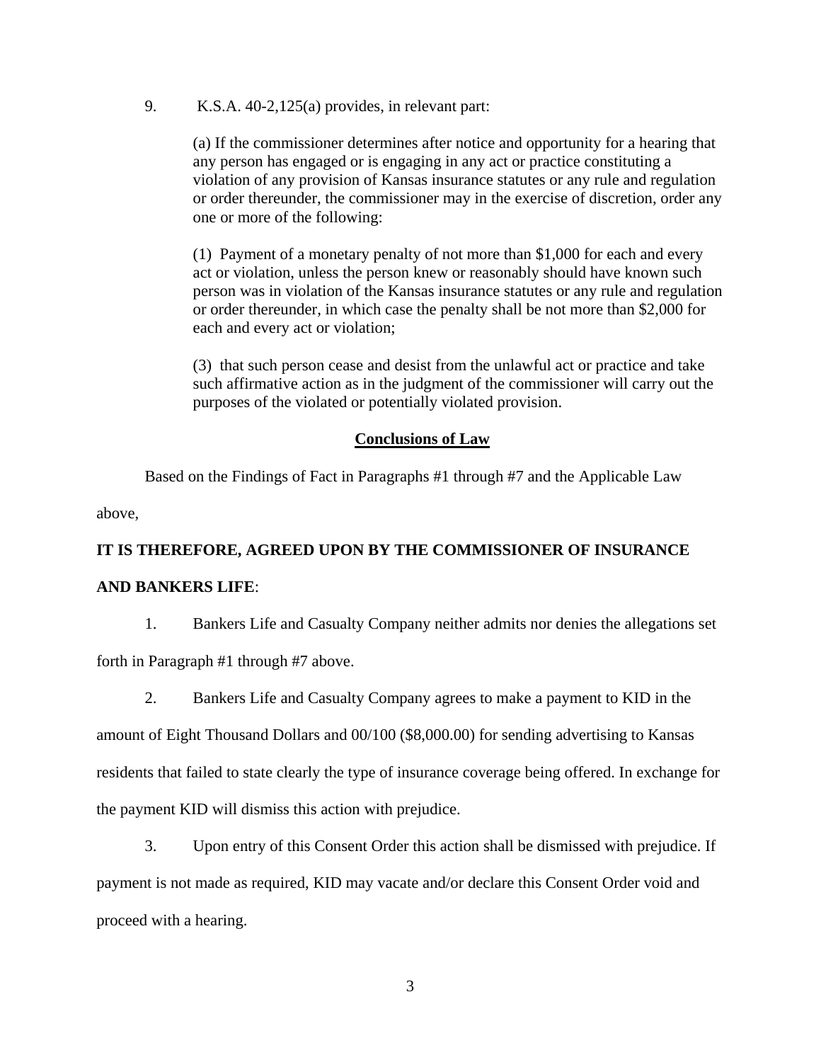9. K.S.A. 40-2,125(a) provides, in relevant part:

> (a) If the commissioner determines after notice and opportunity for a hearing that any person has engaged or is engaging in any act or practice constituting a violation of any provision of Kansas insurance statutes or any rule and regulation or order thereunder, the commissioner may in the exercise of discretion, order any one or more of the following:
>
> (1) Payment of a monetary penalty of not more than $1,000 for each and every act or violation, unless the person knew or reasonably should have known such person was in violation of the Kansas insurance statutes or any rule and regulation or order thereunder, in which case the penalty shall be not more than $2,000 for each and every act or violation;
>
> (3) that such person cease and desist from the unlawful act or practice and take such affirmative action as in the judgment of the commissioner will carry out the purposes of the violated or potentially violated provision.

## Conclusions of Law

Based on the Findings of Fact in Paragraphs #1 through #7 and the Applicable Law above,

**IT IS THEREFORE, AGREED UPON BY THE COMMISSIONER OF INSURANCE AND BANKERS LIFE**:

1. Bankers Life and Casualty Company neither admits nor denies the allegations set forth in Paragraph #1 through #7 above.

2. Bankers Life and Casualty Company agrees to make a payment to KID in the amount of Eight Thousand Dollars and 00/100 ($8,000.00) for sending advertising to Kansas residents that failed to state clearly the type of insurance coverage being offered. In exchange for the payment KID will dismiss this action with prejudice.

3. Upon entry of this Consent Order this action shall be dismissed with prejudice. If payment is not made as required, KID may vacate and/or declare this Consent Order void and proceed with a hearing.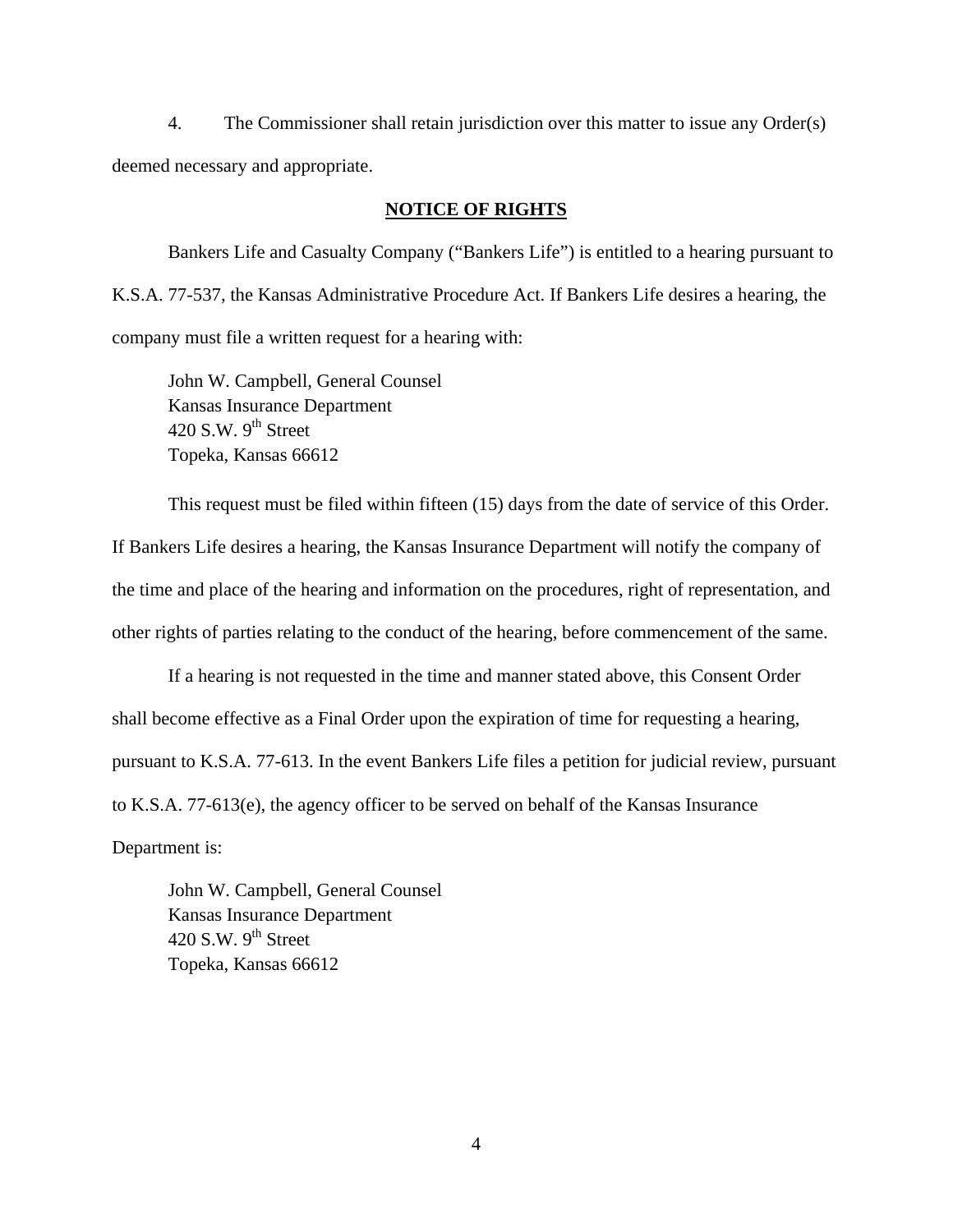4. The Commissioner shall retain jurisdiction over this matter to issue any Order(s) deemed necessary and appropriate.

## NOTICE OF RIGHTS

Bankers Life and Casualty Company ("Bankers Life") is entitled to a hearing pursuant to K.S.A. 77-537, the Kansas Administrative Procedure Act. If Bankers Life desires a hearing, the company must file a written request for a hearing with:

John W. Campbell, General Counsel
Kansas Insurance Department
420 S.W. 9th Street
Topeka, Kansas 66612

This request must be filed within fifteen (15) days from the date of service of this Order. If Bankers Life desires a hearing, the Kansas Insurance Department will notify the company of the time and place of the hearing and information on the procedures, right of representation, and other rights of parties relating to the conduct of the hearing, before commencement of the same.

If a hearing is not requested in the time and manner stated above, this Consent Order shall become effective as a Final Order upon the expiration of time for requesting a hearing, pursuant to K.S.A. 77-613. In the event Bankers Life files a petition for judicial review, pursuant to K.S.A. 77-613(e), the agency officer to be served on behalf of the Kansas Insurance Department is:

John W. Campbell, General Counsel
Kansas Insurance Department
420 S.W. 9th Street
Topeka, Kansas 66612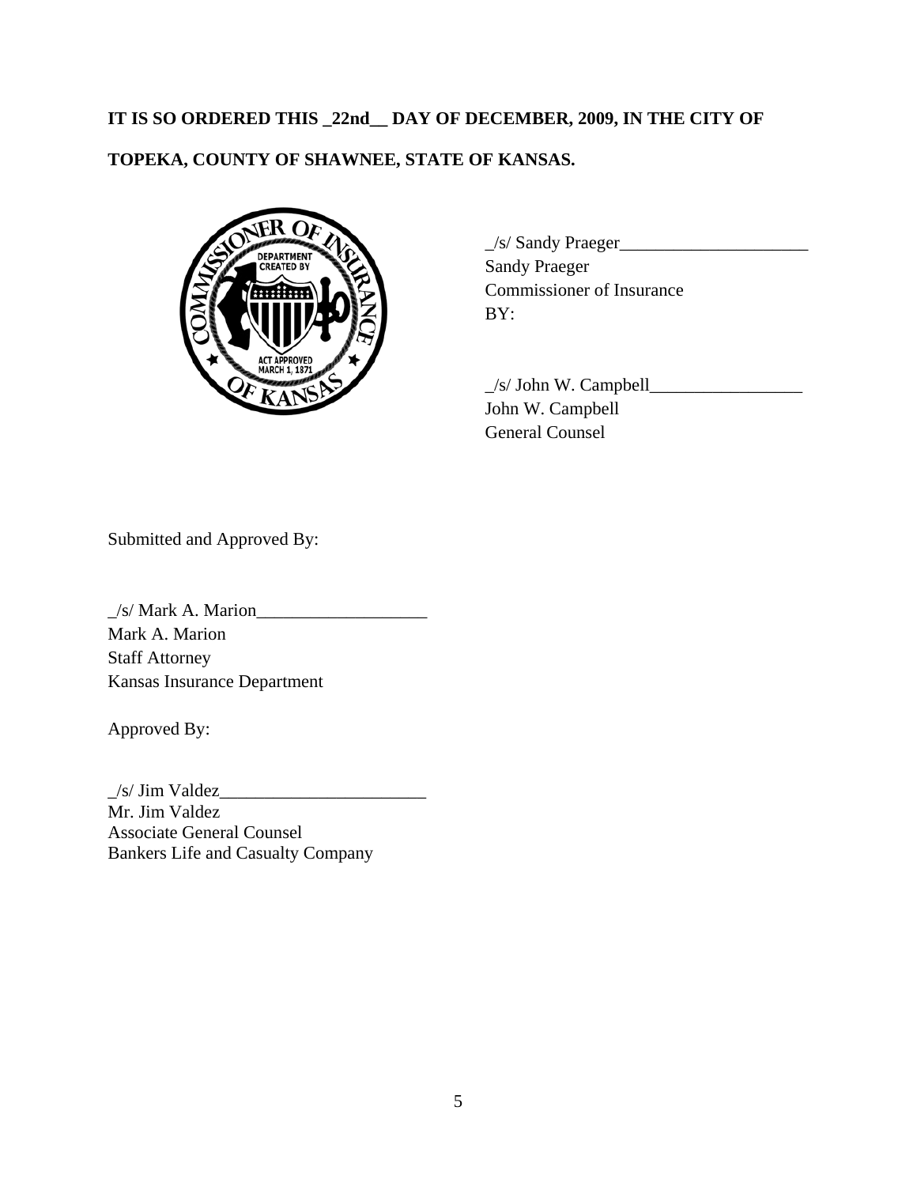**IT IS SO ORDERED THIS _22nd__ DAY OF DECEMBER, 2009, IN THE CITY OF TOPEKA, COUNTY OF SHAWNEE, STATE OF KANSAS.**

_/s/ Sandy Praeger_____________________
Sandy Praeger
Commissioner of Insurance
BY:

_/s/ John W. Campbell_________________
John W. Campbell
General Counsel

Submitted and Approved By:

_/s/ Mark A. Marion___________________
Mark A. Marion
Staff Attorney
Kansas Insurance Department

Approved By:

_/s/ Jim Valdez_______________________
Mr. Jim Valdez
Associate General Counsel
Bankers Life and Casualty Company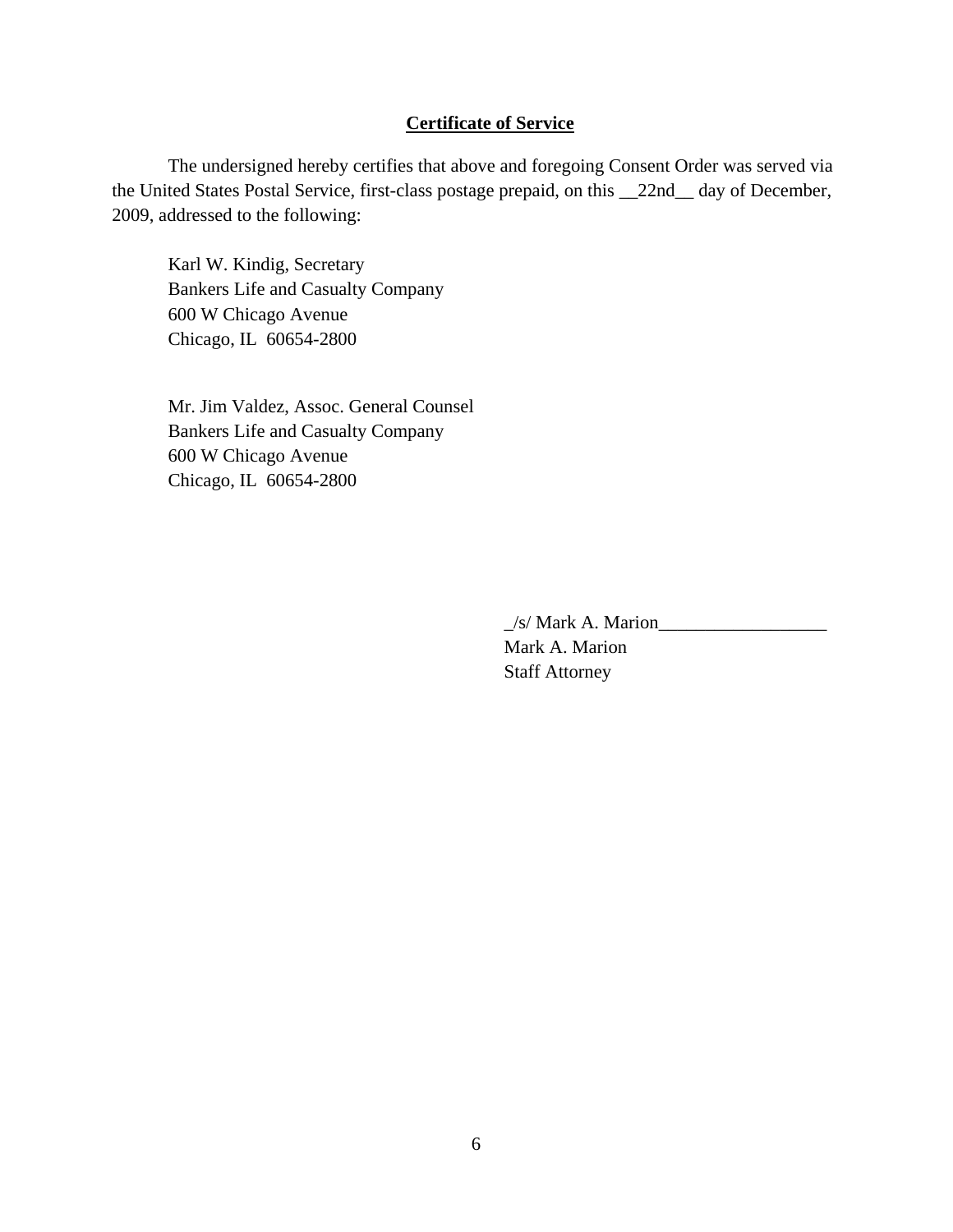**Certificate of Service**

The undersigned hereby certifies that above and foregoing Consent Order was served via the United States Postal Service, first-class postage prepaid, on this __22nd__ day of December, 2009, addressed to the following:

Karl W. Kindig, Secretary
Bankers Life and Casualty Company
600 W Chicago Avenue
Chicago, IL  60654-2800

Mr. Jim Valdez, Assoc. General Counsel
Bankers Life and Casualty Company
600 W Chicago Avenue
Chicago, IL  60654-2800

_/s/ Mark A. Marion__________________
Mark A. Marion
Staff Attorney